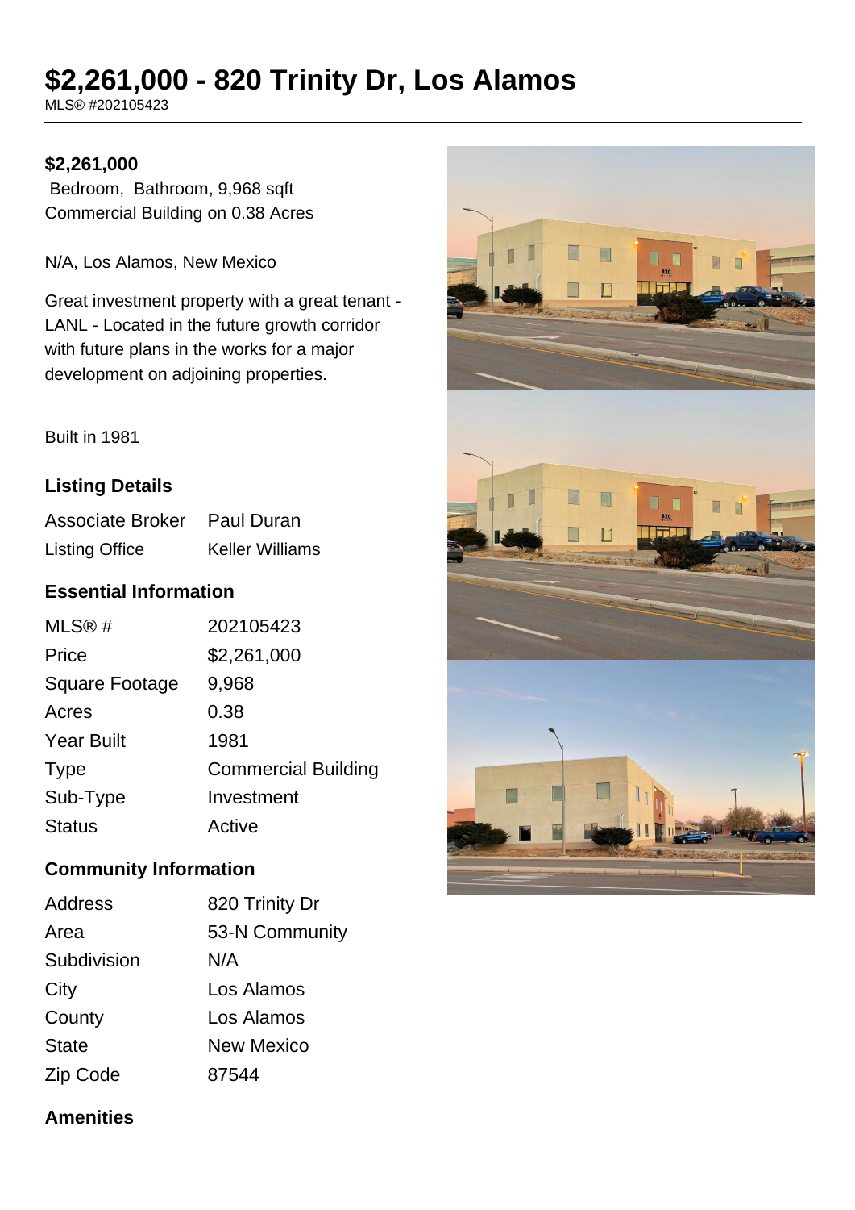# $2,261,000 - 820 Trinity Dr, Los Alamos

MLS® #202105423

**$2,261,000**

Bedroom, Bathroom, 9,968 sqft
Commercial Building on 0.38 Acres

N/A, Los Alamos, New Mexico

Great investment property with a great tenant - LANL - Located in the future growth corridor with future plans in the works for a major development on adjoining properties.

Built in 1981

### Listing Details

| | |
|---|---|
| Associate Broker | Paul Duran |
| Listing Office | Keller Williams |

### Essential Information

| | |
|---|---|
| MLS® # | 202105423 |
| Price | $2,261,000 |
| Square Footage | 9,968 |
| Acres | 0.38 |
| Year Built | 1981 |
| Type | Commercial Building |
| Sub-Type | Investment |
| Status | Active |

### Community Information

| | |
|---|---|
| Address | 820 Trinity Dr |
| Area | 53-N Community |
| Subdivision | N/A |
| City | Los Alamos |
| County | Los Alamos |
| State | New Mexico |
| Zip Code | 87544 |

### Amenities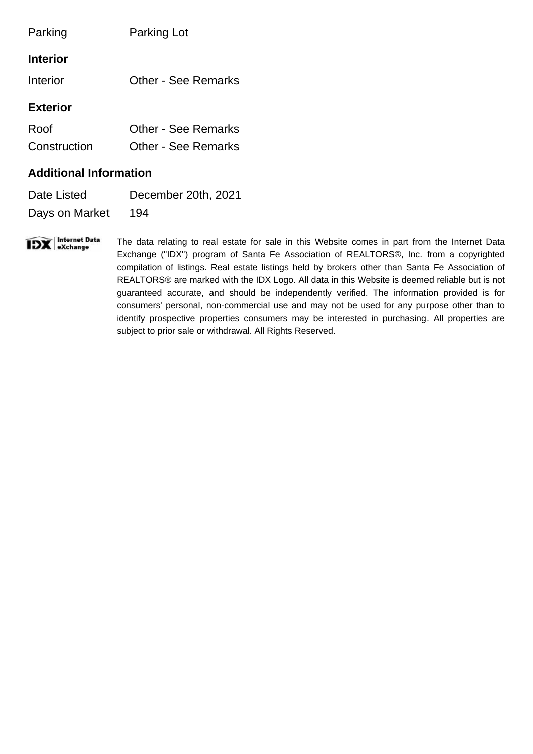| | |
|---|---|
| Parking | Parking Lot |

## Interior

| | |
|---|---|
| Interior | Other - See Remarks |

## Exterior

| | |
|---|---|
| Roof | Other - See Remarks |
| Construction | Other - See Remarks |

## Additional Information

| | |
|---|---|
| Date Listed | December 20th, 2021 |
| Days on Market | 194 |

IDX Internet Data eXchange

The data relating to real estate for sale in this Website comes in part from the Internet Data Exchange ("IDX") program of Santa Fe Association of REALTORS®, Inc. from a copyrighted compilation of listings. Real estate listings held by brokers other than Santa Fe Association of REALTORS® are marked with the IDX Logo. All data in this Website is deemed reliable but is not guaranteed accurate, and should be independently verified. The information provided is for consumers' personal, non-commercial use and may not be used for any purpose other than to identify prospective properties consumers may be interested in purchasing. All properties are subject to prior sale or withdrawal. All Rights Reserved.